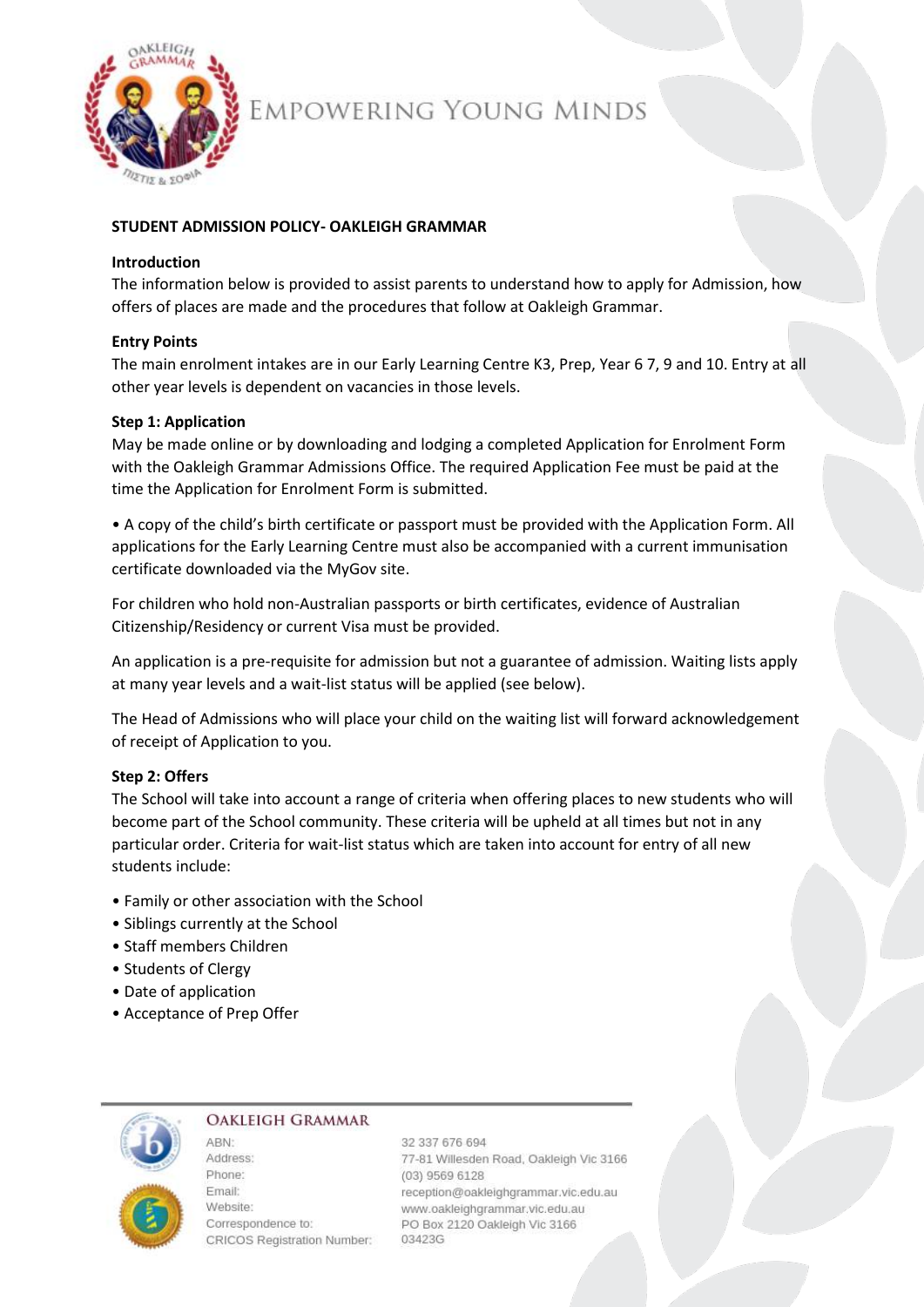EMPOWERING YOUNG MINDS

**STUDENT ADMISSION POLICY- OAKLEIGH GRAMMAR**

**Introduction**

The information below is provided to assist parents to understand how to apply for Admission, how offers of places are made and the procedures that follow at Oakleigh Grammar.

**Entry Points**

The main enrolment intakes are in our Early Learning Centre K3, Prep, Year 6 7, 9 and 10. Entry at all other year levels is dependent on vacancies in those levels.

**Step 1: Application**

May be made online or by downloading and lodging a completed Application for Enrolment Form with the Oakleigh Grammar Admissions Office. The required Application Fee must be paid at the time the Application for Enrolment Form is submitted.

• A copy of the child's birth certificate or passport must be provided with the Application Form. All applications for the Early Learning Centre must also be accompanied with a current immunisation certificate downloaded via the MyGov site.

For children who hold non-Australian passports or birth certificates, evidence of Australian Citizenship/Residency or current Visa must be provided.

An application is a pre-requisite for admission but not a guarantee of admission. Waiting lists apply at many year levels and a wait-list status will be applied (see below).

The Head of Admissions who will place your child on the waiting list will forward acknowledgement of receipt of Application to you.

**Step 2: Offers**

The School will take into account a range of criteria when offering places to new students who will become part of the School community. These criteria will be upheld at all times but not in any particular order. Criteria for wait-list status which are taken into account for entry of all new students include:

- Family or other association with the School
- Siblings currently at the School
- Staff members Children
- Students of Clergy
- Date of application
- Acceptance of Prep Offer

OAKLEIGH GRAMMAR

| | |
|---|---|
| ABN: | 32 337 676 694 |
| Address: | 77-81 Willesden Road, Oakleigh Vic 3166 |
| Phone: | (03) 9569 6128 |
| Email: | reception@oakleighgrammar.vic.edu.au |
| Website: | www.oakleighgrammar.vic.edu.au |
| Correspondence to: | PO Box 2120 Oakleigh Vic 3166 |
| CRICOS Registration Number: | 03423G |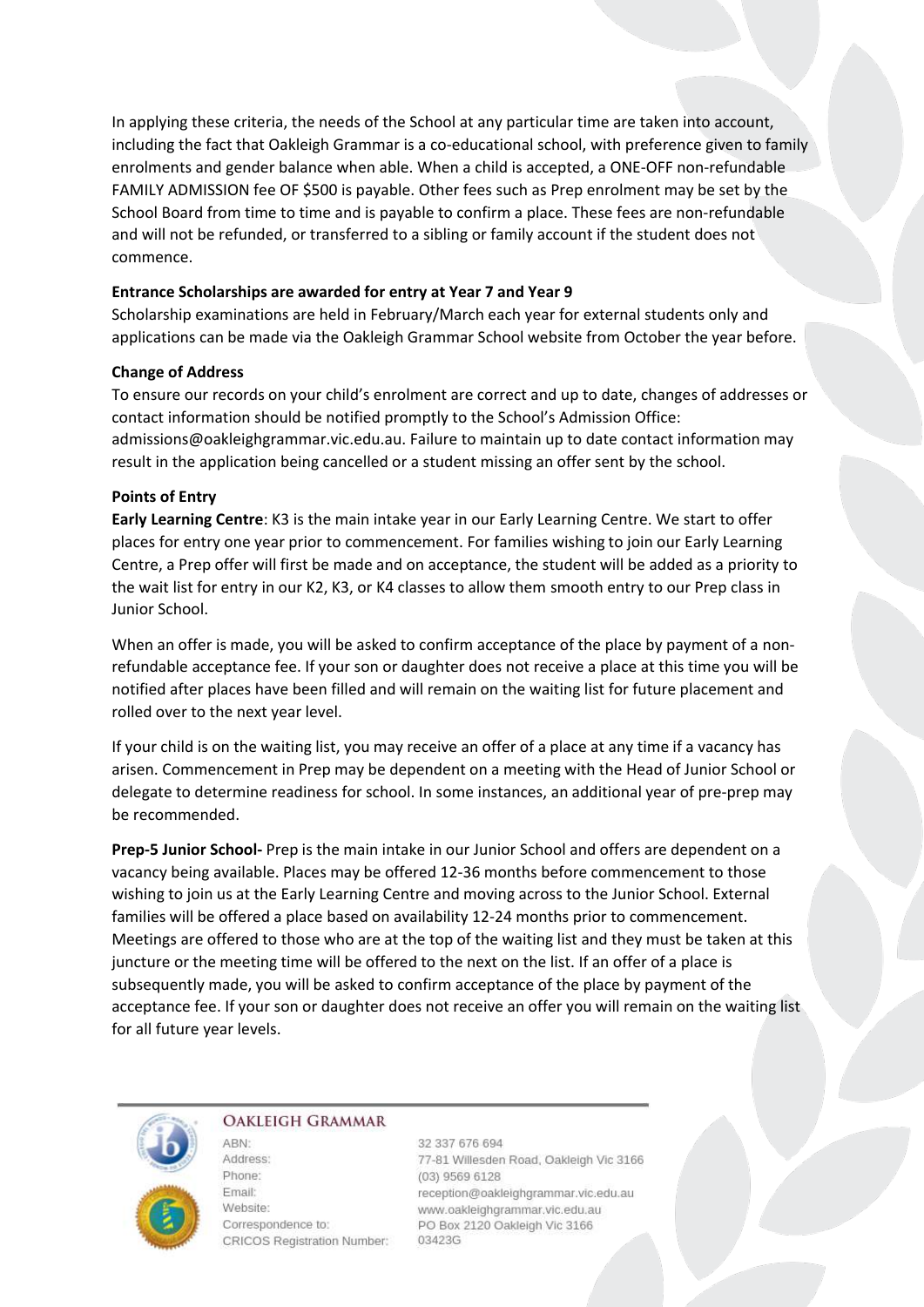In applying these criteria, the needs of the School at any particular time are taken into account, including the fact that Oakleigh Grammar is a co-educational school, with preference given to family enrolments and gender balance when able. When a child is accepted, a ONE-OFF non-refundable FAMILY ADMISSION fee OF $500 is payable. Other fees such as Prep enrolment may be set by the School Board from time to time and is payable to confirm a place. These fees are non-refundable and will not be refunded, or transferred to a sibling or family account if the student does not commence.

**Entrance Scholarships are awarded for entry at Year 7 and Year 9**

Scholarship examinations are held in February/March each year for external students only and applications can be made via the Oakleigh Grammar School website from October the year before.

**Change of Address**

To ensure our records on your child's enrolment are correct and up to date, changes of addresses or contact information should be notified promptly to the School's Admission Office: admissions@oakleighgrammar.vic.edu.au. Failure to maintain up to date contact information may result in the application being cancelled or a student missing an offer sent by the school.

**Points of Entry**

**Early Learning Centre**: K3 is the main intake year in our Early Learning Centre. We start to offer places for entry one year prior to commencement. For families wishing to join our Early Learning Centre, a Prep offer will first be made and on acceptance, the student will be added as a priority to the wait list for entry in our K2, K3, or K4 classes to allow them smooth entry to our Prep class in Junior School.

When an offer is made, you will be asked to confirm acceptance of the place by payment of a non-refundable acceptance fee. If your son or daughter does not receive a place at this time you will be notified after places have been filled and will remain on the waiting list for future placement and rolled over to the next year level.

If your child is on the waiting list, you may receive an offer of a place at any time if a vacancy has arisen. Commencement in Prep may be dependent on a meeting with the Head of Junior School or delegate to determine readiness for school. In some instances, an additional year of pre-prep may be recommended.

**Prep-5 Junior School-** Prep is the main intake in our Junior School and offers are dependent on a vacancy being available. Places may be offered 12-36 months before commencement to those wishing to join us at the Early Learning Centre and moving across to the Junior School. External families will be offered a place based on availability 12-24 months prior to commencement. Meetings are offered to those who are at the top of the waiting list and they must be taken at this juncture or the meeting time will be offered to the next on the list. If an offer of a place is subsequently made, you will be asked to confirm acceptance of the place by payment of the acceptance fee. If your son or daughter does not receive an offer you will remain on the waiting list for all future year levels.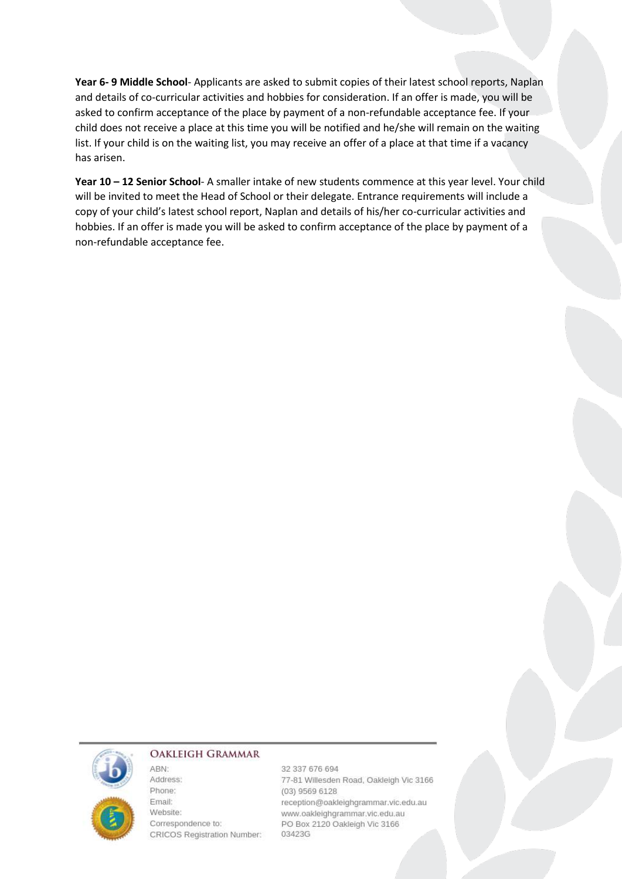**Year 6- 9 Middle School**- Applicants are asked to submit copies of their latest school reports, Naplan and details of co-curricular activities and hobbies for consideration. If an offer is made, you will be asked to confirm acceptance of the place by payment of a non-refundable acceptance fee. If your child does not receive a place at this time you will be notified and he/she will remain on the waiting list. If your child is on the waiting list, you may receive an offer of a place at that time if a vacancy has arisen.

**Year 10 – 12 Senior School**- A smaller intake of new students commence at this year level. Your child will be invited to meet the Head of School or their delegate. Entrance requirements will include a copy of your child's latest school report, Naplan and details of his/her co-curricular activities and hobbies. If an offer is made you will be asked to confirm acceptance of the place by payment of a non-refundable acceptance fee.